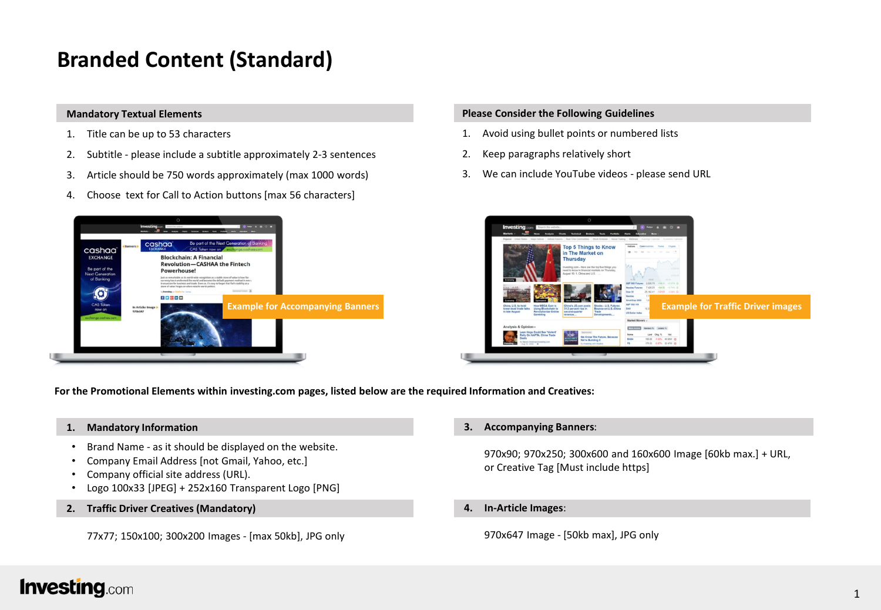# Branded Content (Standard)

## Mandatory Textual Elements

1. Title can be up to 53 characters
2. Subtitle - please include a subtitle approximately 2-3 sentences
3. Article should be 750 words approximately (max 1000 words)
4. Choose text for Call to Action buttons [max 56 characters]

## Please Consider the Following Guidelines

1. Avoid using bullet points or numbered lists
2. Keep paragraphs relatively short
3. We can include YouTube videos - please send URL

Example for Accompanying Banners

Example for Traffic Driver images

**For the Promotional Elements within investing.com pages, listed below are the required Information and Creatives:**

## 1. Mandatory Information

- Brand Name - as it should be displayed on the website.
- Company Email Address [not Gmail, Yahoo, etc.]
- Company official site address (URL).
- Logo 100x33 [JPEG] + 252x160 Transparent Logo [PNG]

## 2. Traffic Driver Creatives (Mandatory)

77x77; 150x100; 300x200 Images - [max 50kb], JPG only

## 3. Accompanying Banners:

970x90; 970x250; 300x600 and 160x600 Image [60kb max.] + URL, or Creative Tag [Must include https]

## 4. In-Article Images:

970x647 Image - [50kb max], JPG only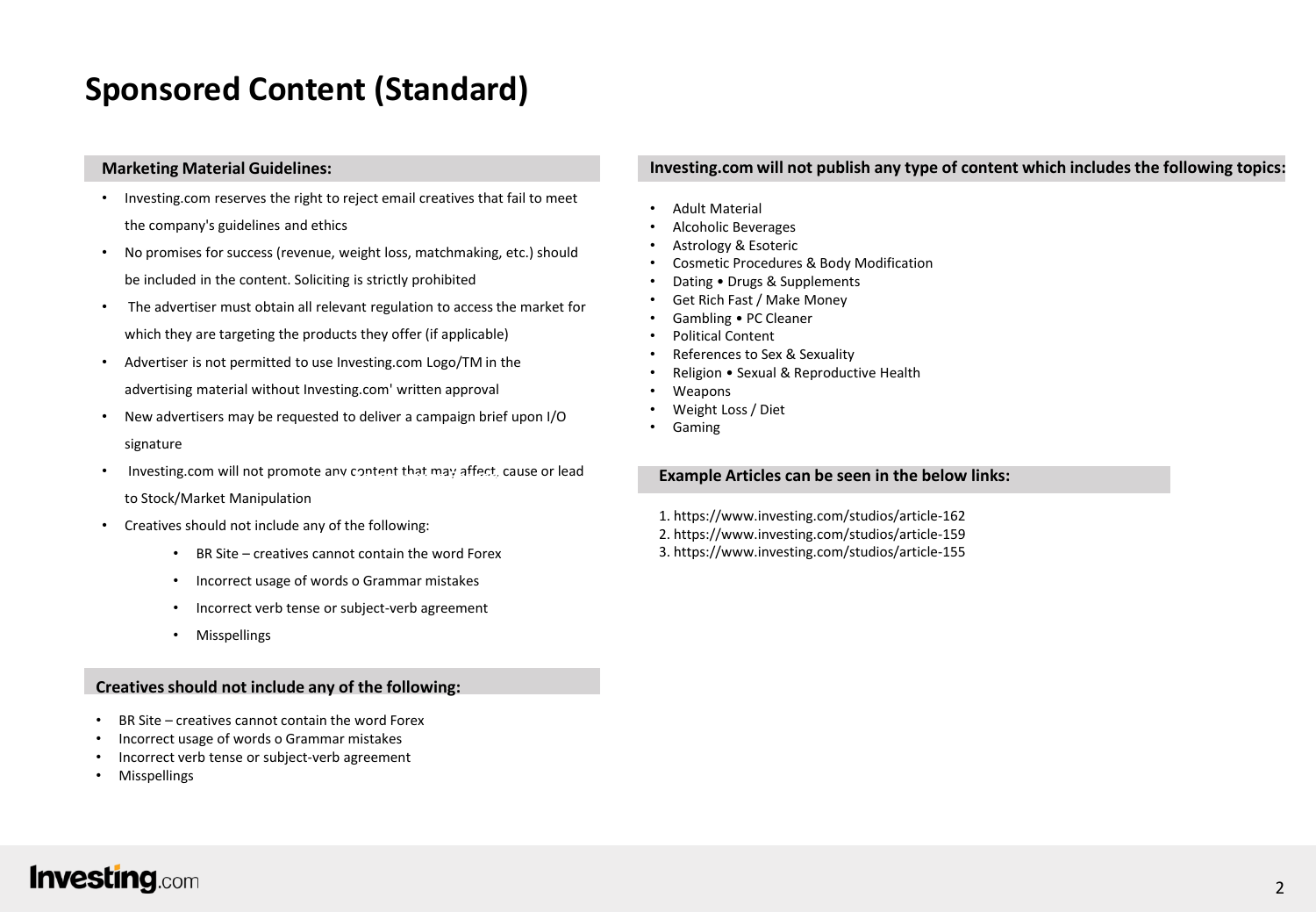# Sponsored Content (Standard)

## Marketing Material Guidelines:

- Investing.com reserves the right to reject email creatives that fail to meet the company's guidelines and ethics
- No promises for success (revenue, weight loss, matchmaking, etc.) should be included in the content. Soliciting is strictly prohibited
- The advertiser must obtain all relevant regulation to access the market for which they are targeting the products they offer (if applicable)
- Advertiser is not permitted to use Investing.com Logo/TM in the advertising material without Investing.com' written approval
- New advertisers may be requested to deliver a campaign brief upon I/O signature
- Investing.com will not promote any content that may affect, cause or lead to Stock/Market Manipulation
- Creatives should not include any of the following:
    - BR Site – creatives cannot contain the word Forex
    - Incorrect usage of words o Grammar mistakes
    - Incorrect verb tense or subject-verb agreement
    - Misspellings

## Creatives should not include any of the following:

- BR Site – creatives cannot contain the word Forex
- Incorrect usage of words o Grammar mistakes
- Incorrect verb tense or subject-verb agreement
- Misspellings

## Investing.com will not publish any type of content which includes the following topics:

- Adult Material
- Alcoholic Beverages
- Astrology & Esoteric
- Cosmetic Procedures & Body Modification
- Dating • Drugs & Supplements
- Get Rich Fast / Make Money
- Gambling • PC Cleaner
- Political Content
- References to Sex & Sexuality
- Religion • Sexual & Reproductive Health
- Weapons
- Weight Loss / Diet
- Gaming

## Example Articles can be seen in the below links:

1. https://www.investing.com/studios/article-162
2. https://www.investing.com/studios/article-159
3. https://www.investing.com/studios/article-155